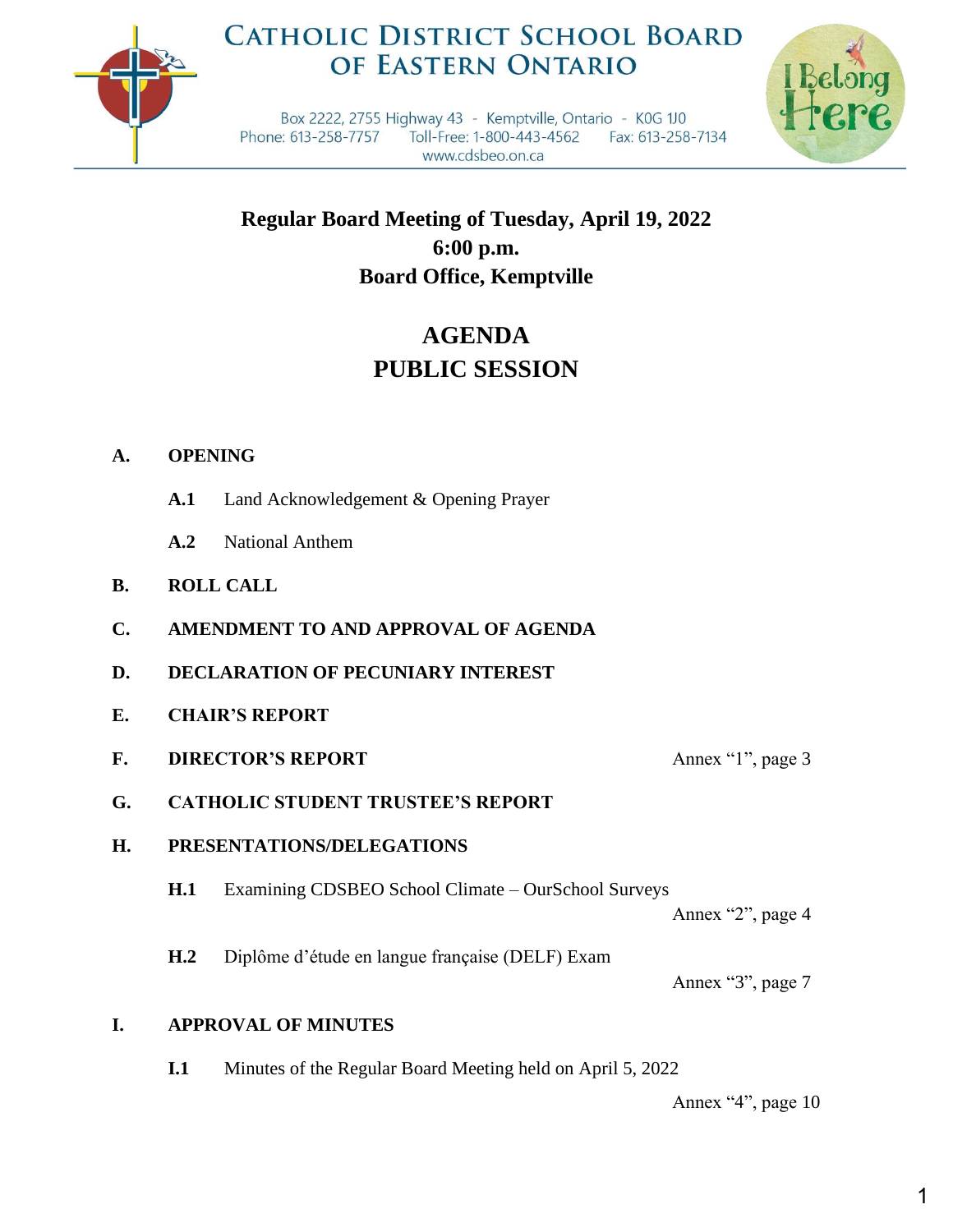# CATHOLIC DISTRICT SCHOOL BOARD OF EASTERN ONTARIO

Box 2222, 2755 Highway 43 - Kemptville, Ontario - K0G 1J0
Phone: 613-258-7757 Toll-Free: 1-800-443-4562 Fax: 613-258-7134
www.cdsbeo.on.ca

I Belong Here

**Regular Board Meeting of Tuesday, April 19, 2022**
**6:00 p.m.**
**Board Office, Kemptville**

## AGENDA
## PUBLIC SESSION

**A. OPENING**

- **A.1** Land Acknowledgement & Opening Prayer
- **A.2** National Anthem

**B. ROLL CALL**

**C. AMENDMENT TO AND APPROVAL OF AGENDA**

**D. DECLARATION OF PECUNIARY INTEREST**

**E. CHAIR'S REPORT**

**F. DIRECTOR'S REPORT** — Annex "1", page 3

**G. CATHOLIC STUDENT TRUSTEE'S REPORT**

**H. PRESENTATIONS/DELEGATIONS**

- **H.1** Examining CDSBEO School Climate – OurSchool Surveys — Annex "2", page 4
- **H.2** Diplôme d'étude en langue française (DELF) Exam — Annex "3", page 7

**I. APPROVAL OF MINUTES**

- **I.1** Minutes of the Regular Board Meeting held on April 5, 2022 — Annex "4", page 10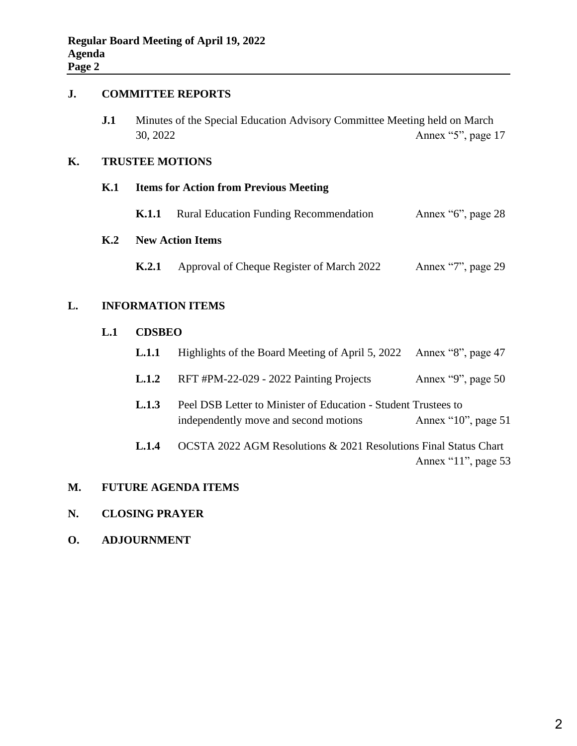## J. COMMITTEE REPORTS

**J.1** Minutes of the Special Education Advisory Committee Meeting held on March 30, 2022 — Annex "5", page 17

## K. TRUSTEE MOTIONS

### K.1 Items for Action from Previous Meeting

**K.1.1** Rural Education Funding Recommendation — Annex "6", page 28

### K.2 New Action Items

**K.2.1** Approval of Cheque Register of March 2022 — Annex "7", page 29

## L. INFORMATION ITEMS

### L.1 CDSBEO

**L.1.1** Highlights of the Board Meeting of April 5, 2022 — Annex "8", page 47

**L.1.2** RFT #PM-22-029 - 2022 Painting Projects — Annex "9", page 50

**L.1.3** Peel DSB Letter to Minister of Education - Student Trustees to independently move and second motions — Annex "10", page 51

**L.1.4** OCSTA 2022 AGM Resolutions & 2021 Resolutions Final Status Chart — Annex "11", page 53

## M. FUTURE AGENDA ITEMS

## N. CLOSING PRAYER

## O. ADJOURNMENT